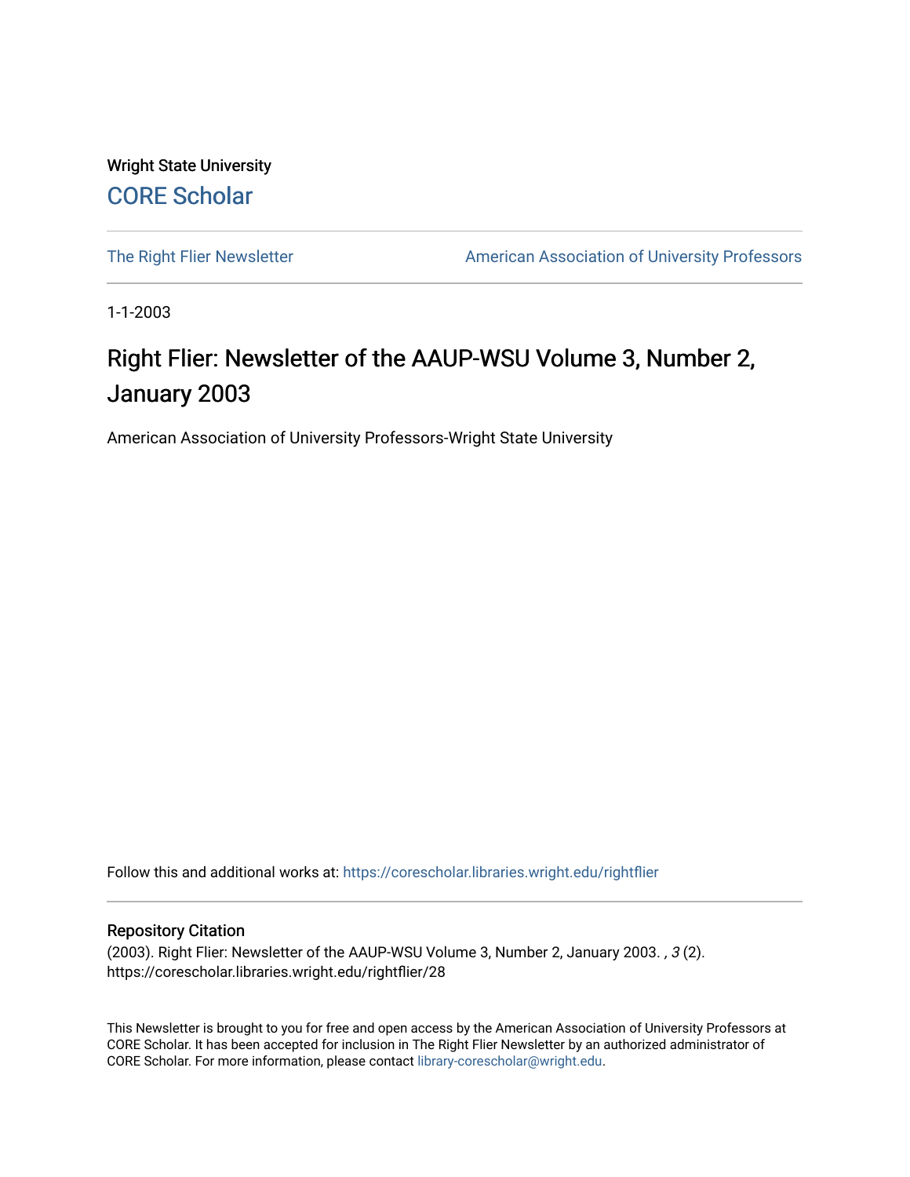Wright State University

CORE Scholar

The Right Flier Newsletter

American Association of University Professors

1-1-2003

# Right Flier: Newsletter of the AAUP-WSU Volume 3, Number 2, January 2003

American Association of University Professors-Wright State University

Follow this and additional works at: https://corescholar.libraries.wright.edu/rightflier

## Repository Citation

(2003). Right Flier: Newsletter of the AAUP-WSU Volume 3, Number 2, January 2003. *, 3* (2).
https://corescholar.libraries.wright.edu/rightflier/28

This Newsletter is brought to you for free and open access by the American Association of University Professors at CORE Scholar. It has been accepted for inclusion in The Right Flier Newsletter by an authorized administrator of CORE Scholar. For more information, please contact library-corescholar@wright.edu.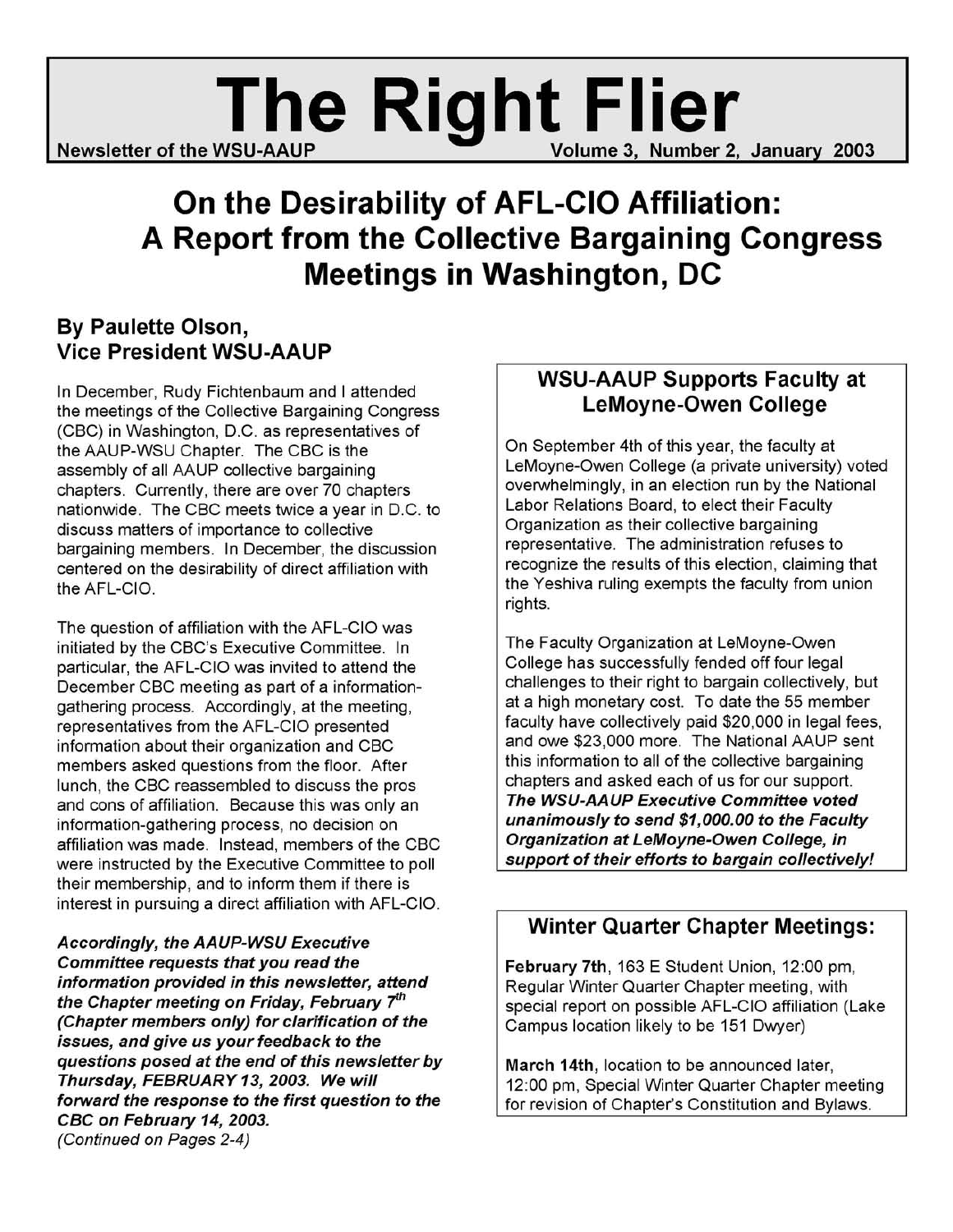# The Right Flier

Newsletter of the WSU-AAUP — Volume 3, Number 2, January 2003

# On the Desirability of AFL-CIO Affiliation: A Report from the Collective Bargaining Congress Meetings in Washington, DC

## By Paulette Olson, Vice President WSU-AAUP

In December, Rudy Fichtenbaum and I attended the meetings of the Collective Bargaining Congress (CBC) in Washington, D.C. as representatives of the AAUP-WSU Chapter. The CBC is the assembly of all AAUP collective bargaining chapters. Currently, there are over 70 chapters nationwide. The CBC meets twice a year in D.C. to discuss matters of importance to collective bargaining members. In December, the discussion centered on the desirability of direct affiliation with the AFL-CIO.

The question of affiliation with the AFL-CIO was initiated by the CBC's Executive Committee. In particular, the AFL-CIO was invited to attend the December CBC meeting as part of a information-gathering process. Accordingly, at the meeting, representatives from the AFL-CIO presented information about their organization and CBC members asked questions from the floor. After lunch, the CBC reassembled to discuss the pros and cons of affiliation. Because this was only an information-gathering process, no decision on affiliation was made. Instead, members of the CBC were instructed by the Executive Committee to poll their membership, and to inform them if there is interest in pursuing a direct affiliation with AFL-CIO.

***Accordingly, the AAUP-WSU Executive Committee requests that you read the information provided in this newsletter, attend the Chapter meeting on Friday, February 7th (Chapter members only) for clarification of the issues, and give us your feedback to the questions posed at the end of this newsletter by Thursday, FEBRUARY 13, 2003. We will forward the response to the first question to the CBC on February 14, 2003.***

*(Continued on Pages 2-4)*

## WSU-AAUP Supports Faculty at LeMoyne-Owen College

On September 4th of this year, the faculty at LeMoyne-Owen College (a private university) voted overwhelmingly, in an election run by the National Labor Relations Board, to elect their Faculty Organization as their collective bargaining representative. The administration refuses to recognize the results of this election, claiming that the Yeshiva ruling exempts the faculty from union rights.

The Faculty Organization at LeMoyne-Owen College has successfully fended off four legal challenges to their right to bargain collectively, but at a high monetary cost. To date the 55 member faculty have collectively paid $20,000 in legal fees, and owe $23,000 more. The National AAUP sent this information to all of the collective bargaining chapters and asked each of us for our support. ***The WSU-AAUP Executive Committee voted unanimously to send $1,000.00 to the Faculty Organization at LeMoyne-Owen College, in support of their efforts to bargain collectively!***

## Winter Quarter Chapter Meetings:

**February 7th**, 163 E Student Union, 12:00 pm, Regular Winter Quarter Chapter meeting, with special report on possible AFL-CIO affiliation (Lake Campus location likely to be 151 Dwyer)

**March 14th**, location to be announced later, 12:00 pm, Special Winter Quarter Chapter meeting for revision of Chapter's Constitution and Bylaws.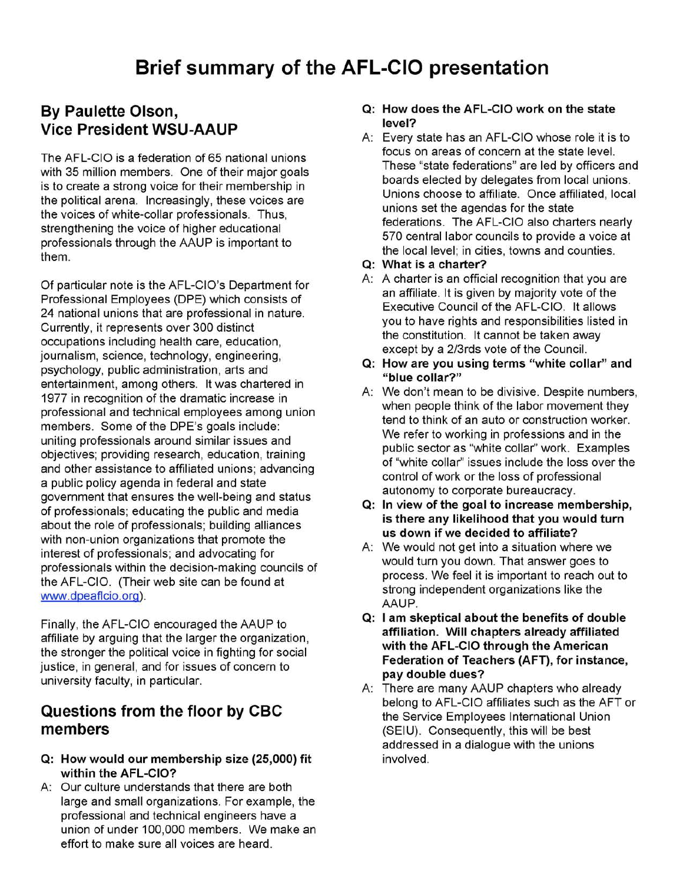# Brief summary of the AFL-CIO presentation

## By Paulette Olson, Vice President WSU-AAUP

The AFL-CIO is a federation of 65 national unions with 35 million members. One of their major goals is to create a strong voice for their membership in the political arena. Increasingly, these voices are the voices of white-collar professionals. Thus, strengthening the voice of higher educational professionals through the AAUP is important to them.

Of particular note is the AFL-CIO's Department for Professional Employees (DPE) which consists of 24 national unions that are professional in nature. Currently, it represents over 300 distinct occupations including health care, education, journalism, science, technology, engineering, psychology, public administration, arts and entertainment, among others. It was chartered in 1977 in recognition of the dramatic increase in professional and technical employees among union members. Some of the DPE's goals include: uniting professionals around similar issues and objectives; providing research, education, training and other assistance to affiliated unions; advancing a public policy agenda in federal and state government that ensures the well-being and status of professionals; educating the public and media about the role of professionals; building alliances with non-union organizations that promote the interest of professionals; and advocating for professionals within the decision-making councils of the AFL-CIO. (Their web site can be found at www.dpeaflcio.org).

Finally, the AFL-CIO encouraged the AAUP to affiliate by arguing that the larger the organization, the stronger the political voice in fighting for social justice, in general, and for issues of concern to university faculty, in particular.

## Questions from the floor by CBC members

**Q: How would our membership size (25,000) fit within the AFL-CIO?**

A: Our culture understands that there are both large and small organizations. For example, the professional and technical engineers have a union of under 100,000 members. We make an effort to make sure all voices are heard.

**Q: How does the AFL-CIO work on the state level?**

A: Every state has an AFL-CIO whose role it is to focus on areas of concern at the state level. These "state federations" are led by officers and boards elected by delegates from local unions. Unions choose to affiliate. Once affiliated, local unions set the agendas for the state federations. The AFL-CIO also charters nearly 570 central labor councils to provide a voice at the local level; in cities, towns and counties.

**Q: What is a charter?**

A: A charter is an official recognition that you are an affiliate. It is given by majority vote of the Executive Council of the AFL-CIO. It allows you to have rights and responsibilities listed in the constitution. It cannot be taken away except by a 2/3rds vote of the Council.

**Q: How are you using terms "white collar" and "blue collar?"**

A: We don't mean to be divisive. Despite numbers, when people think of the labor movement they tend to think of an auto or construction worker. We refer to working in professions and in the public sector as "white collar" work. Examples of "white collar" issues include the loss over the control of work or the loss of professional autonomy to corporate bureaucracy.

**Q: In view of the goal to increase membership, is there any likelihood that you would turn us down if we decided to affiliate?**

A: We would not get into a situation where we would turn you down. That answer goes to process. We feel it is important to reach out to strong independent organizations like the AAUP.

**Q: I am skeptical about the benefits of double affiliation. Will chapters already affiliated with the AFL-CIO through the American Federation of Teachers (AFT), for instance, pay double dues?**

A: There are many AAUP chapters who already belong to AFL-CIO affiliates such as the AFT or the Service Employees International Union (SEIU). Consequently, this will be best addressed in a dialogue with the unions involved.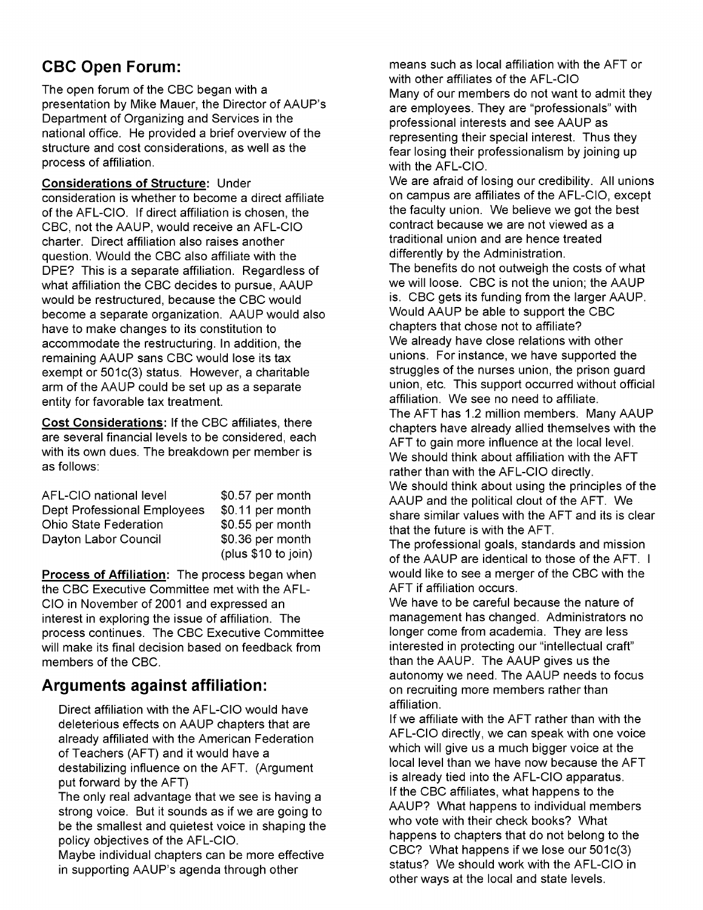## CBC Open Forum:

The open forum of the CBC began with a presentation by Mike Mauer, the Director of AAUP's Department of Organizing and Services in the national office. He provided a brief overview of the structure and cost considerations, as well as the process of affiliation.

**Considerations of Structure:** Under consideration is whether to become a direct affiliate of the AFL-CIO. If direct affiliation is chosen, the CBC, not the AAUP, would receive an AFL-CIO charter. Direct affiliation also raises another question. Would the CBC also affiliate with the DPE? This is a separate affiliation. Regardless of what affiliation the CBC decides to pursue, AAUP would be restructured, because the CBC would become a separate organization. AAUP would also have to make changes to its constitution to accommodate the restructuring. In addition, the remaining AAUP sans CBC would lose its tax exempt or 501c(3) status. However, a charitable arm of the AAUP could be set up as a separate entity for favorable tax treatment.

**Cost Considerations:** If the CBC affiliates, there are several financial levels to be considered, each with its own dues. The breakdown per member is as follows:

| | |
|---|---|
| AFL-CIO national level | $0.57 per month |
| Dept Professional Employees | $0.11 per month |
| Ohio State Federation | $0.55 per month |
| Dayton Labor Council | $0.36 per month (plus $10 to join) |

**Process of Affiliation:** The process began when the CBC Executive Committee met with the AFL-CIO in November of 2001 and expressed an interest in exploring the issue of affiliation. The process continues. The CBC Executive Committee will make its final decision based on feedback from members of the CBC.

## Arguments against affiliation:

Direct affiliation with the AFL-CIO would have deleterious effects on AAUP chapters that are already affiliated with the American Federation of Teachers (AFT) and it would have a destabilizing influence on the AFT. (Argument put forward by the AFT)

The only real advantage that we see is having a strong voice. But it sounds as if we are going to be the smallest and quietest voice in shaping the policy objectives of the AFL-CIO.

Maybe individual chapters can be more effective in supporting AAUP's agenda through other means such as local affiliation with the AFT or with other affiliates of the AFL-CIO

Many of our members do not want to admit they are employees. They are "professionals" with professional interests and see AAUP as representing their special interest. Thus they fear losing their professionalism by joining up with the AFL-CIO.

We are afraid of losing our credibility. All unions on campus are affiliates of the AFL-CIO, except the faculty union. We believe we got the best contract because we are not viewed as a traditional union and are hence treated differently by the Administration.

The benefits do not outweigh the costs of what we will loose. CBC is not the union; the AAUP is. CBC gets its funding from the larger AAUP. Would AAUP be able to support the CBC chapters that chose not to affiliate?

We already have close relations with other unions. For instance, we have supported the struggles of the nurses union, the prison guard union, etc. This support occurred without official affiliation. We see no need to affiliate.

The AFT has 1.2 million members. Many AAUP chapters have already allied themselves with the AFT to gain more influence at the local level. We should think about affiliation with the AFT rather than with the AFL-CIO directly.

We should think about using the principles of the AAUP and the political clout of the AFT. We share similar values with the AFT and its is clear that the future is with the AFT.

The professional goals, standards and mission of the AAUP are identical to those of the AFT. I would like to see a merger of the CBC with the AFT if affiliation occurs.

We have to be careful because the nature of management has changed. Administrators no longer come from academia. They are less interested in protecting our "intellectual craft" than the AAUP. The AAUP gives us the autonomy we need. The AAUP needs to focus on recruiting more members rather than affiliation.

If we affiliate with the AFT rather than with the AFL-CIO directly, we can speak with one voice which will give us a much bigger voice at the local level than we have now because the AFT is already tied into the AFL-CIO apparatus.

If the CBC affiliates, what happens to the AAUP? What happens to individual members who vote with their check books? What happens to chapters that do not belong to the CBC? What happens if we lose our 501c(3) status? We should work with the AFL-CIO in other ways at the local and state levels.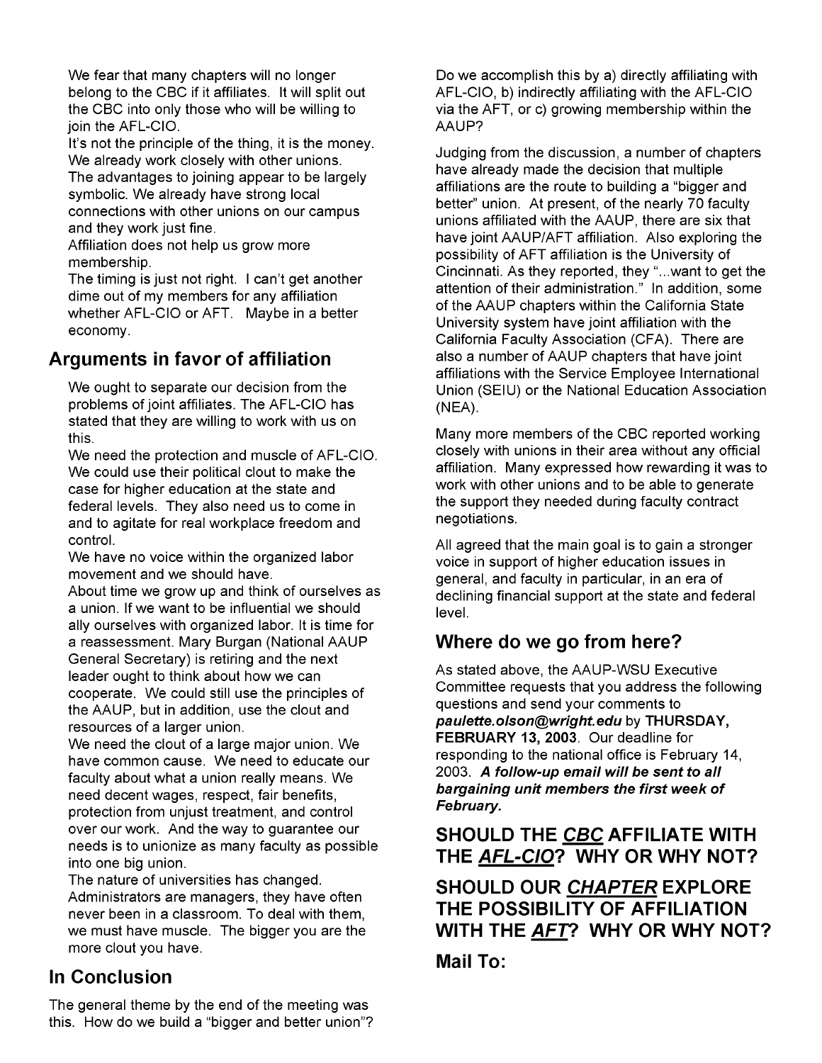We fear that many chapters will no longer belong to the CBC if it affiliates. It will split out the CBC into only those who will be willing to join the AFL-CIO.

It's not the principle of the thing, it is the money.

We already work closely with other unions.

The advantages to joining appear to be largely symbolic. We already have strong local connections with other unions on our campus and they work just fine.

Affiliation does not help us grow more membership.

The timing is just not right. I can't get another dime out of my members for any affiliation whether AFL-CIO or AFT. Maybe in a better economy.

## Arguments in favor of affiliation

We ought to separate our decision from the problems of joint affiliates. The AFL-CIO has stated that they are willing to work with us on this.

We need the protection and muscle of AFL-CIO. We could use their political clout to make the case for higher education at the state and federal levels. They also need us to come in and to agitate for real workplace freedom and control.

We have no voice within the organized labor movement and we should have.

About time we grow up and think of ourselves as a union. If we want to be influential we should ally ourselves with organized labor. It is time for a reassessment. Mary Burgan (National AAUP General Secretary) is retiring and the next leader ought to think about how we can cooperate. We could still use the principles of the AAUP, but in addition, use the clout and resources of a larger union.

We need the clout of a large major union. We have common cause. We need to educate our faculty about what a union really means. We need decent wages, respect, fair benefits, protection from unjust treatment, and control over our work. And the way to guarantee our needs is to unionize as many faculty as possible into one big union.

The nature of universities has changed. Administrators are managers, they have often never been in a classroom. To deal with them, we must have muscle. The bigger you are the more clout you have.

## In Conclusion

The general theme by the end of the meeting was this. How do we build a "bigger and better union"? Do we accomplish this by a) directly affiliating with AFL-CIO, b) indirectly affiliating with the AFL-CIO via the AFT, or c) growing membership within the AAUP?

Judging from the discussion, a number of chapters have already made the decision that multiple affiliations are the route to building a "bigger and better" union. At present, of the nearly 70 faculty unions affiliated with the AAUP, there are six that have joint AAUP/AFT affiliation. Also exploring the possibility of AFT affiliation is the University of Cincinnati. As they reported, they "...want to get the attention of their administration." In addition, some of the AAUP chapters within the California State University system have joint affiliation with the California Faculty Association (CFA). There are also a number of AAUP chapters that have joint affiliations with the Service Employee International Union (SEIU) or the National Education Association (NEA).

Many more members of the CBC reported working closely with unions in their area without any official affiliation. Many expressed how rewarding it was to work with other unions and to be able to generate the support they needed during faculty contract negotiations.

All agreed that the main goal is to gain a stronger voice in support of higher education issues in general, and faculty in particular, in an era of declining financial support at the state and federal level.

## Where do we go from here?

As stated above, the AAUP-WSU Executive Committee requests that you address the following questions and send your comments to ***paulette.olson@wright.edu*** by **THURSDAY, FEBRUARY 13, 2003**. Our deadline for responding to the national office is February 14, 2003. ***A follow-up email will be sent to all bargaining unit members the first week of February.***

## SHOULD THE *CBC* AFFILIATE WITH THE *AFL-CIO*? WHY OR WHY NOT?

## SHOULD OUR *CHAPTER* EXPLORE THE POSSIBILITY OF AFFILIATION WITH THE *AFT*? WHY OR WHY NOT?

## Mail To: